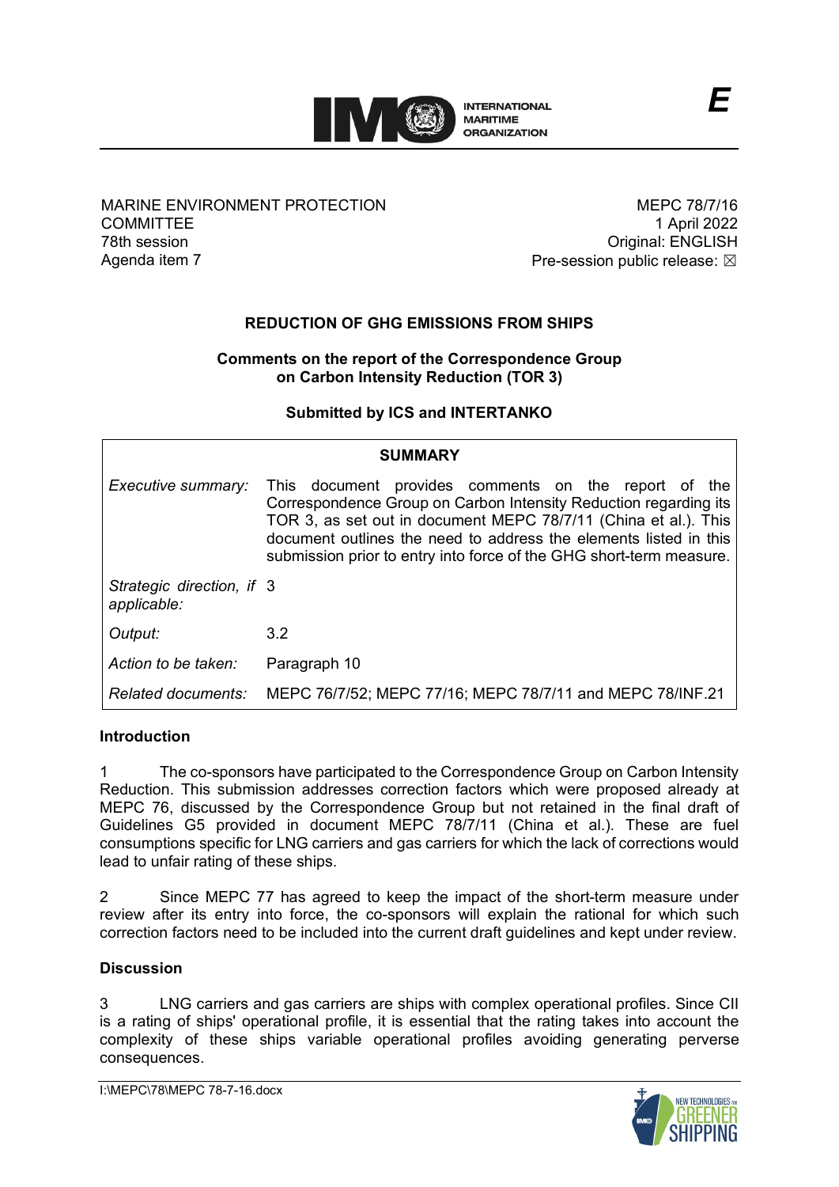E

MARINE ENVIRONMENT PROTECTION COMMITTEE
78th session
Agenda item 7

MEPC 78/7/16
1 April 2022
Original: ENGLISH
Pre-session public release: ☒

## REDUCTION OF GHG EMISSIONS FROM SHIPS

### Comments on the report of the Correspondence Group on Carbon Intensity Reduction (TOR 3)

**Submitted by ICS and INTERTANKO**

| **SUMMARY** | |
|---|---|
| *Executive summary:* | This document provides comments on the report of the Correspondence Group on Carbon Intensity Reduction regarding its TOR 3, as set out in document MEPC 78/7/11 (China et al.). This document outlines the need to address the elements listed in this submission prior to entry into force of the GHG short-term measure. |
| *Strategic direction, if applicable:* | 3 |
| *Output:* | 3.2 |
| *Action to be taken:* | Paragraph 10 |
| *Related documents:* | MEPC 76/7/52; MEPC 77/16; MEPC 78/7/11 and MEPC 78/INF.21 |

**Introduction**

1 The co-sponsors have participated to the Correspondence Group on Carbon Intensity Reduction. This submission addresses correction factors which were proposed already at MEPC 76, discussed by the Correspondence Group but not retained in the final draft of Guidelines G5 provided in document MEPC 78/7/11 (China et al.). These are fuel consumptions specific for LNG carriers and gas carriers for which the lack of corrections would lead to unfair rating of these ships.

2 Since MEPC 77 has agreed to keep the impact of the short-term measure under review after its entry into force, the co-sponsors will explain the rational for which such correction factors need to be included into the current draft guidelines and kept under review.

**Discussion**

3 LNG carriers and gas carriers are ships with complex operational profiles. Since CII is a rating of ships' operational profile, it is essential that the rating takes into account the complexity of these ships variable operational profiles avoiding generating perverse consequences.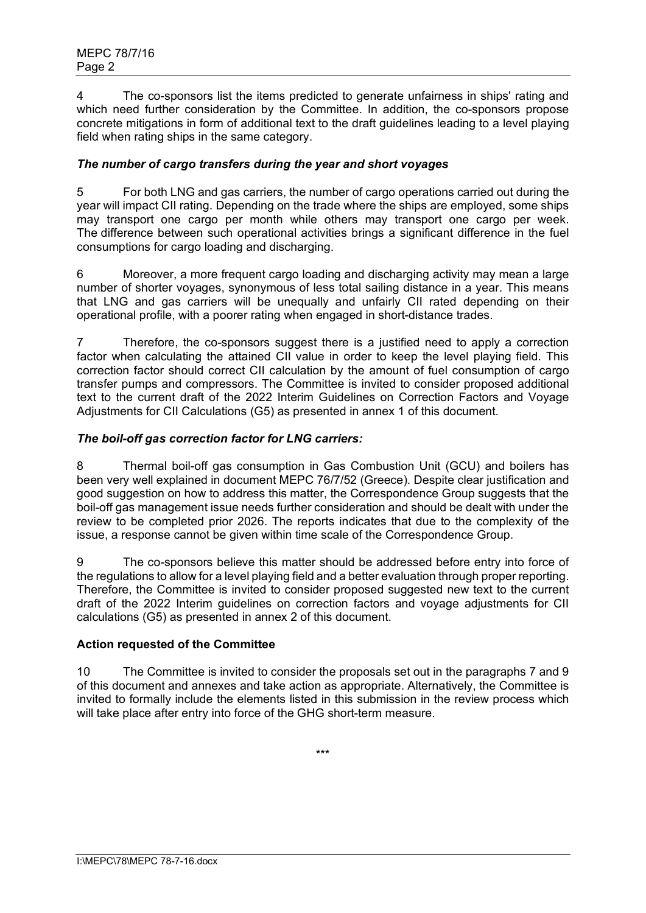4 The co-sponsors list the items predicted to generate unfairness in ships' rating and which need further consideration by the Committee. In addition, the co-sponsors propose concrete mitigations in form of additional text to the draft guidelines leading to a level playing field when rating ships in the same category.

### *The number of cargo transfers during the year and short voyages*

5 For both LNG and gas carriers, the number of cargo operations carried out during the year will impact CII rating. Depending on the trade where the ships are employed, some ships may transport one cargo per month while others may transport one cargo per week. The difference between such operational activities brings a significant difference in the fuel consumptions for cargo loading and discharging.

6 Moreover, a more frequent cargo loading and discharging activity may mean a large number of shorter voyages, synonymous of less total sailing distance in a year. This means that LNG and gas carriers will be unequally and unfairly CII rated depending on their operational profile, with a poorer rating when engaged in short-distance trades.

7 Therefore, the co-sponsors suggest there is a justified need to apply a correction factor when calculating the attained CII value in order to keep the level playing field. This correction factor should correct CII calculation by the amount of fuel consumption of cargo transfer pumps and compressors. The Committee is invited to consider proposed additional text to the current draft of the 2022 Interim Guidelines on Correction Factors and Voyage Adjustments for CII Calculations (G5) as presented in annex 1 of this document.

### *The boil-off gas correction factor for LNG carriers:*

8 Thermal boil-off gas consumption in Gas Combustion Unit (GCU) and boilers has been very well explained in document MEPC 76/7/52 (Greece). Despite clear justification and good suggestion on how to address this matter, the Correspondence Group suggests that the boil-off gas management issue needs further consideration and should be dealt with under the review to be completed prior 2026. The reports indicates that due to the complexity of the issue, a response cannot be given within time scale of the Correspondence Group.

9 The co-sponsors believe this matter should be addressed before entry into force of the regulations to allow for a level playing field and a better evaluation through proper reporting. Therefore, the Committee is invited to consider proposed suggested new text to the current draft of the 2022 Interim guidelines on correction factors and voyage adjustments for CII calculations (G5) as presented in annex 2 of this document.

### Action requested of the Committee

10 The Committee is invited to consider the proposals set out in the paragraphs 7 and 9 of this document and annexes and take action as appropriate. Alternatively, the Committee is invited to formally include the elements listed in this submission in the review process which will take place after entry into force of the GHG short-term measure.

\*\*\*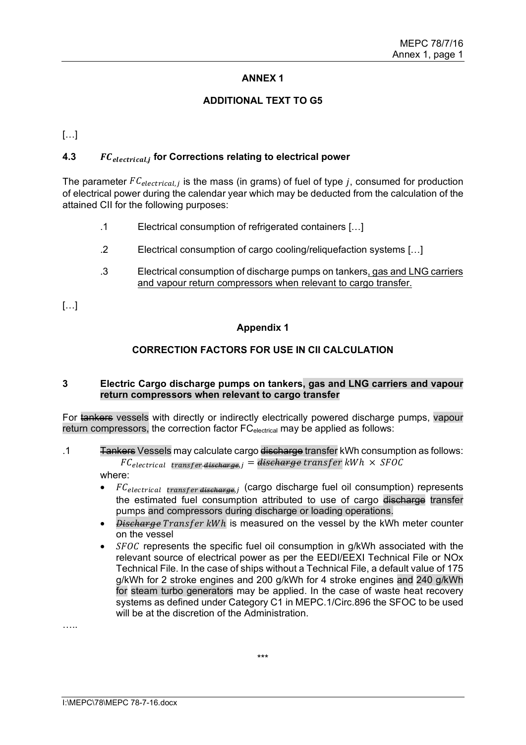# ANNEX 1

## ADDITIONAL TEXT TO G5

[…]

### 4.3 $FC_{electrical,j}$ for Corrections relating to electrical power

The parameter $FC_{electrical,j}$ is the mass (in grams) of fuel of type $j$, consumed for production of electrical power during the calendar year which may be deducted from the calculation of the attained CII for the following purposes:

.1 Electrical consumption of refrigerated containers […]

.2 Electrical consumption of cargo cooling/reliquefaction systems […]

.3 Electrical consumption of discharge pumps on tankers, gas and LNG carriers and vapour return compressors when relevant to cargo transfer.

[…]

## Appendix 1

## CORRECTION FACTORS FOR USE IN CII CALCULATION

### 3 Electric Cargo discharge pumps on tankers, gas and LNG carriers and vapour return compressors when relevant to cargo transfer

For ~~tankers~~ vessels with directly or indirectly electrically powered discharge pumps, vapour return compressors, the correction factor $FC_{electrical}$ may be applied as follows:

.1 ~~Tankers~~ Vessels may calculate cargo ~~discharge~~ transfer kWh consumption as follows:

$$FC_{electrical\ \ transfer\ \sout{discharge},j} = \sout{discharge}\ transfer\ kWh \times SFOC$$

where:

- $FC_{electrical\ \ transfer\ \sout{discharge},j}$ (cargo discharge fuel oil consumption) represents the estimated fuel consumption attributed to use of cargo ~~discharge~~ transfer pumps and compressors during discharge or loading operations.
- ~~$Discharge$~~ $Transfer\ kWh$ is measured on the vessel by the kWh meter counter on the vessel
- $SFOC$ represents the specific fuel oil consumption in g/kWh associated with the relevant source of electrical power as per the EEDI/EEXI Technical File or NOx Technical File. In the case of ships without a Technical File, a default value of 175 g/kWh for 2 stroke engines and 200 g/kWh for 4 stroke engines and 240 g/kWh for steam turbo generators may be applied. In the case of waste heat recovery systems as defined under Category C1 in MEPC.1/Circ.896 the SFOC to be used will be at the discretion of the Administration.

…..

***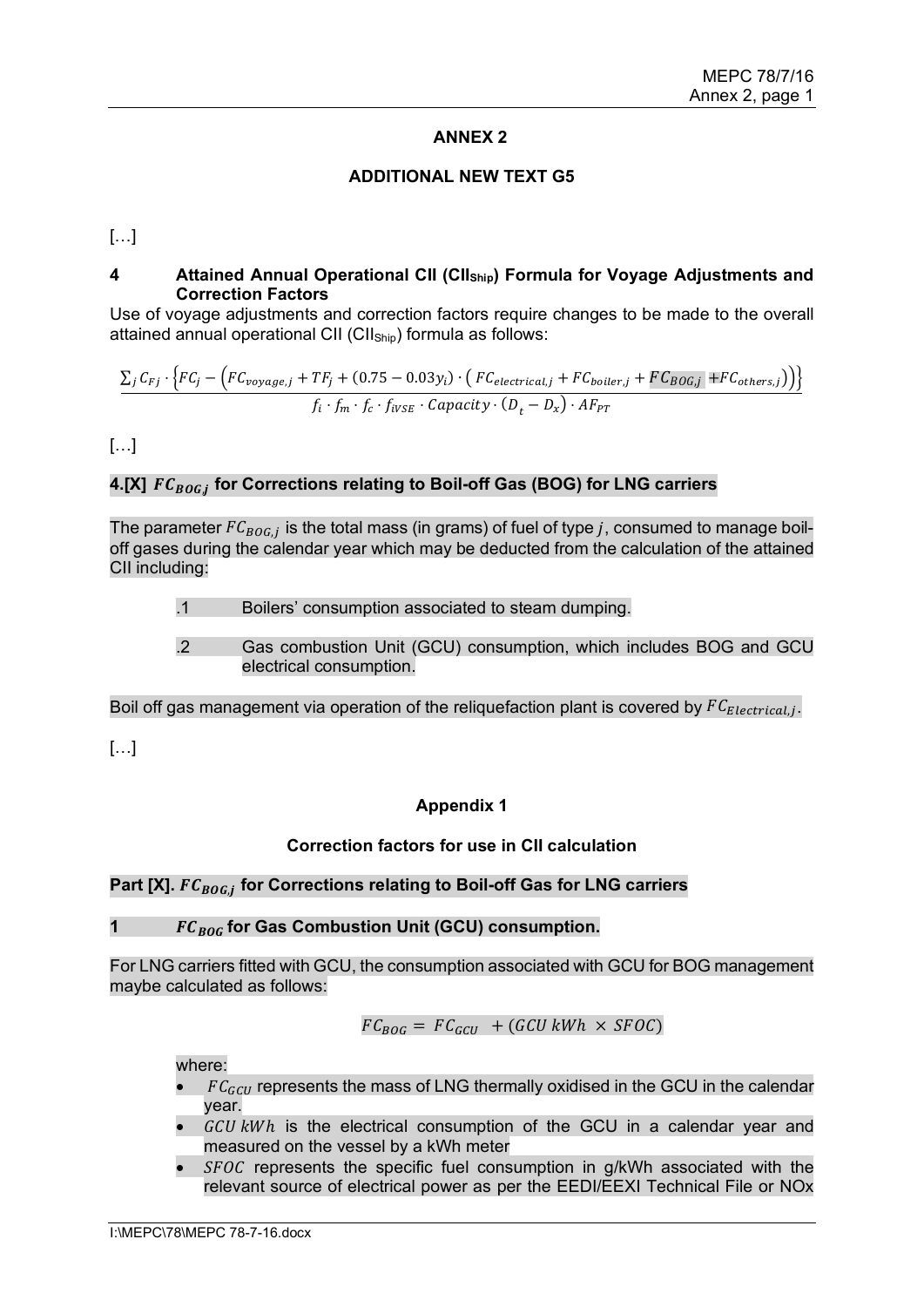# ANNEX 2

## ADDITIONAL NEW TEXT G5

[…]

## 4 Attained Annual Operational CII ($CII_{Ship}$) Formula for Voyage Adjustments and Correction Factors

Use of voyage adjustments and correction factors require changes to be made to the overall attained annual operational CII ($CII_{Ship}$) formula as follows:

$$\frac{\sum_j C_{Fj} \cdot \left\{FC_j - \left(FC_{voyage,j} + TF_j + (0.75 - 0.03y_i) \cdot \left( FC_{electrical,j} + FC_{boiler,j} + FC_{BOG,j} + FC_{others,j}\right)\right)\right\}}{f_i \cdot f_m \cdot f_c \cdot f_{iVSE} \cdot Capacity \cdot \left(D_t - D_x\right) \cdot AF_{PT}}$$

[…]

## 4.[X] $FC_{BOG,j}$ for Corrections relating to Boil-off Gas (BOG) for LNG carriers

The parameter $FC_{BOG,j}$ is the total mass (in grams) of fuel of type $j$, consumed to manage boil-off gases during the calendar year which may be deducted from the calculation of the attained CII including:

.1 Boilers' consumption associated to steam dumping.

.2 Gas combustion Unit (GCU) consumption, which includes BOG and GCU electrical consumption.

Boil off gas management via operation of the reliquefaction plant is covered by $FC_{Electrical,j}$.

[…]

### Appendix 1

### Correction factors for use in CII calculation

## Part [X]. $FC_{BOG,j}$ for Corrections relating to Boil-off Gas for LNG carriers

### 1 $FC_{BOG}$ for Gas Combustion Unit (GCU) consumption.

For LNG carriers fitted with GCU, the consumption associated with GCU for BOG management maybe calculated as follows:

$$FC_{BOG} = FC_{GCU} + (GCU\ kWh \times SFOC)$$

where:

- $FC_{GCU}$ represents the mass of LNG thermally oxidised in the GCU in the calendar year.
- $GCU\ kWh$ is the electrical consumption of the GCU in a calendar year and measured on the vessel by a kWh meter
- $SFOC$ represents the specific fuel consumption in g/kWh associated with the relevant source of electrical power as per the EEDI/EEXI Technical File or NOx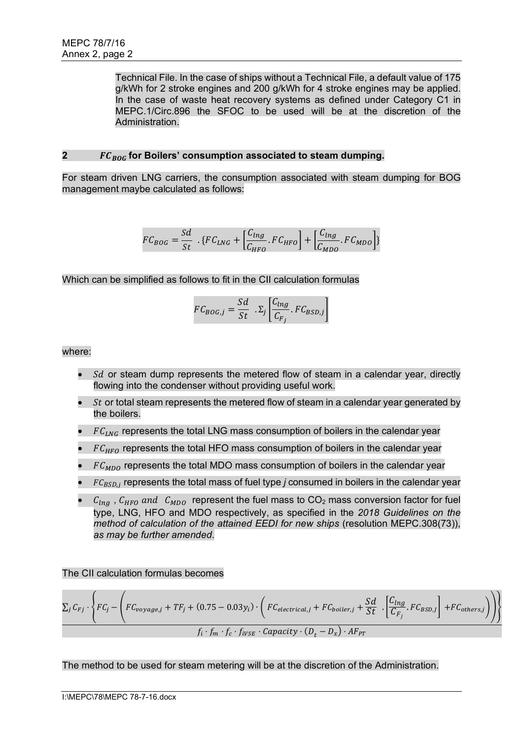Technical File. In the case of ships without a Technical File, a default value of 175 g/kWh for 2 stroke engines and 200 g/kWh for 4 stroke engines may be applied. In the case of waste heat recovery systems as defined under Category C1 in MEPC.1/Circ.896 the SFOC to be used will be at the discretion of the Administration.

## 2 $FC_{BOG}$ for Boilers' consumption associated to steam dumping.

For steam driven LNG carriers, the consumption associated with steam dumping for BOG management maybe calculated as follows:

$$FC_{BOG} = \frac{Sd}{St} \; .\{FC_{LNG} + \left[\frac{C_{lng}}{C_{HFO}}.FC_{HFO}\right] + \left[\frac{C_{lng}}{C_{MDO}}.FC_{MDO}\right]\}$$

Which can be simplified as follows to fit in the CII calculation formulas

$$FC_{BOG,j} = \frac{Sd}{St} \; .\Sigma_j \left[\frac{C_{lng}}{C_{F_j}}.FC_{BSD,j}\right]$$

where:

- $Sd$ or steam dump represents the metered flow of steam in a calendar year, directly flowing into the condenser without providing useful work.
- $St$ or total steam represents the metered flow of steam in a calendar year generated by the boilers.
- $FC_{LNG}$ represents the total LNG mass consumption of boilers in the calendar year
- $FC_{HFO}$ represents the total HFO mass consumption of boilers in the calendar year
- $FC_{MDO}$ represents the total MDO mass consumption of boilers in the calendar year
- $FC_{BSD,j}$ represents the total mass of fuel type *j* consumed in boilers in the calendar year
- $C_{lng}$ , $C_{HFO}$ *and* $C_{MDO}$ represent the fuel mass to $CO_2$ mass conversion factor for fuel type, LNG, HFO and MDO respectively, as specified in the *2018 Guidelines on the method of calculation of the attained EEDI for new ships* (resolution MEPC.308(73)), *as may be further amended*.

The CII calculation formulas becomes

$$\frac{\sum_j C_{Fj} \cdot \left\{ FC_j - \left( FC_{voyage,j} + TF_j + (0.75 - 0.03y_i) \cdot \left( FC_{electrical,j} + FC_{boiler,j} + \frac{Sd}{St} \; . \left[\frac{C_{lng}}{C_{F_j}}.FC_{BSD,J}\right] + FC_{others,j} \right) \right) \right\}}{f_i \cdot f_m \cdot f_c \cdot f_{iVSE} \cdot Capacity \cdot (D_t - D_x) \cdot AF_{PT}}$$

The method to be used for steam metering will be at the discretion of the Administration.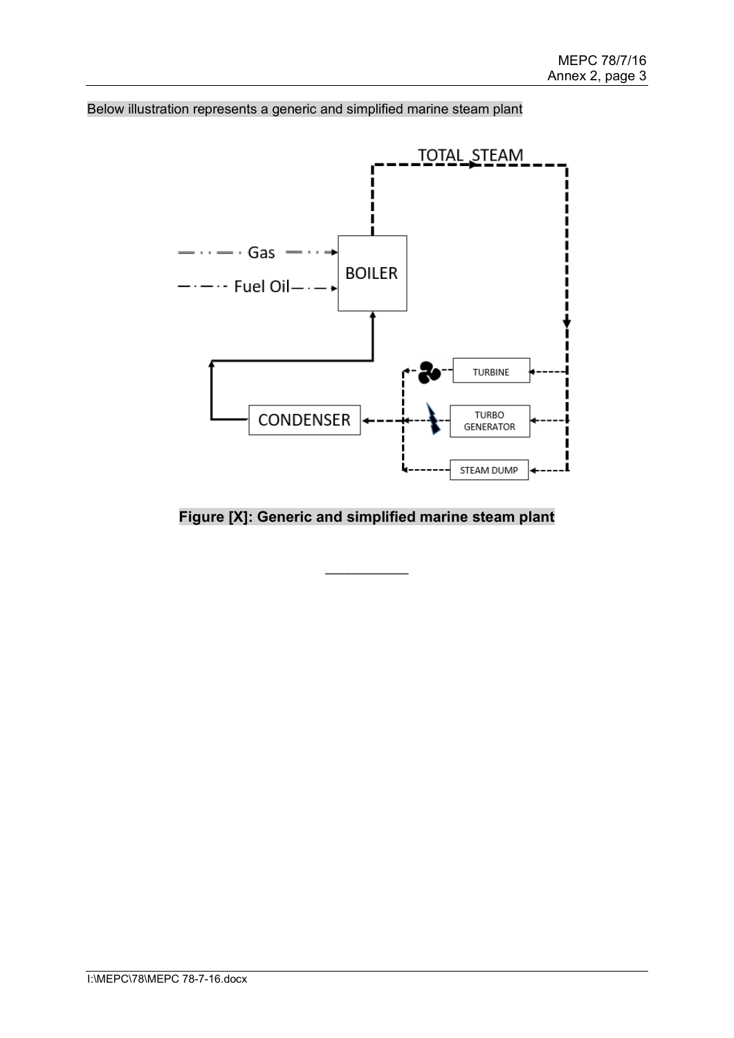Below illustration represents a generic and simplified marine steam plant

TOTAL STEAM

Gas

Fuel Oil

BOILER

TURBINE

TURBO GENERATOR

STEAM DUMP

CONDENSER

**Figure [X]: Generic and simplified marine steam plant**

___________